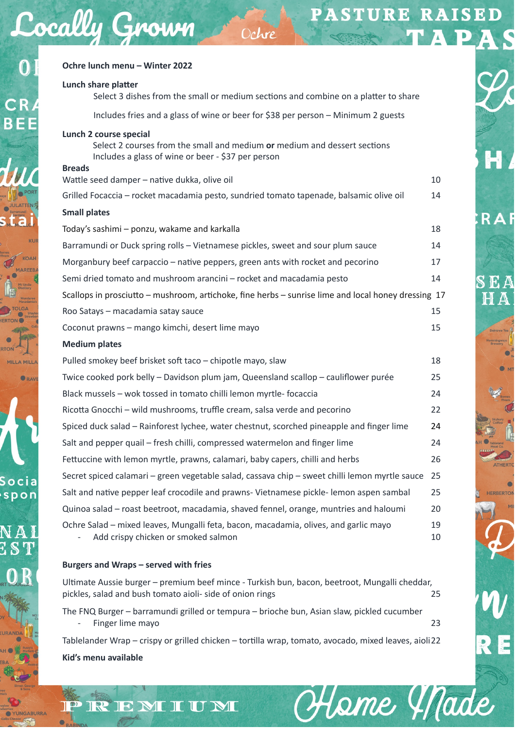# Ochre lunch menu – Winter 2022

**Lunch share platter**

Select 3 dishes from the small or medium sections and combine on a platter to share

Includes fries and a glass of wine or beer for $38 per person – Minimum 2 guests

**Lunch 2 course special**

Select 2 courses from the small and medium **or** medium and dessert sections
Includes a glass of wine or beer - $37 per person

## Breads

| | |
|---|---|
| Wattle seed damper – native dukka, olive oil | 10 |
| Grilled Focaccia – rocket macadamia pesto, sundried tomato tapenade, balsamic olive oil | 14 |

## Small plates

| | |
|---|---|
| Today's sashimi – ponzu, wakame and karkalla | 18 |
| Barramundi or Duck spring rolls – Vietnamese pickles, sweet and sour plum sauce | 14 |
| Morganbury beef carpaccio – native peppers, green ants with rocket and pecorino | 17 |
| Semi dried tomato and mushroom arancini – rocket and macadamia pesto | 14 |
| Scallops in prosciutto – mushroom, artichoke, fine herbs – sunrise lime and local honey dressing | 17 |
| Roo Satays – macadamia satay sauce | 15 |
| Coconut prawns – mango kimchi, desert lime mayo | 15 |

## Medium plates

| | |
|---|---|
| Pulled smokey beef brisket soft taco – chipotle mayo, slaw | 18 |
| Twice cooked pork belly – Davidson plum jam, Queensland scallop – cauliflower purée | 25 |
| Black mussels – wok tossed in tomato chilli lemon myrtle- focaccia | 24 |
| Ricotta Gnocchi – wild mushrooms, truffle cream, salsa verde and pecorino | 22 |
| Spiced duck salad – Rainforest lychee, water chestnut, scorched pineapple and finger lime | 24 |
| Salt and pepper quail – fresh chilli, compressed watermelon and finger lime | 24 |
| Fettuccine with lemon myrtle, prawns, calamari, baby capers, chilli and herbs | 26 |
| Secret spiced calamari – green vegetable salad, cassava chip – sweet chilli lemon myrtle sauce | 25 |
| Salt and native pepper leaf crocodile and prawns- Vietnamese pickle- lemon aspen sambal | 25 |
| Quinoa salad – roast beetroot, macadamia, shaved fennel, orange, muntries and haloumi | 20 |
| Ochre Salad – mixed leaves, Mungalli feta, bacon, macadamia, olives, and garlic mayo | 19 |
| - Add crispy chicken or smoked salmon | 10 |

## Burgers and Wraps – served with fries

| | |
|---|---|
| Ultimate Aussie burger – premium beef mince - Turkish bun, bacon, beetroot, Mungalli cheddar, pickles, salad and bush tomato aioli- side of onion rings | 25 |
| The FNQ Burger – barramundi grilled or tempura – brioche bun, Asian slaw, pickled cucumber - Finger lime mayo | 23 |
| Tablelander Wrap – crispy or grilled chicken – tortilla wrap, tomato, avocado, mixed leaves, aioli | 22 |

**Kid's menu available**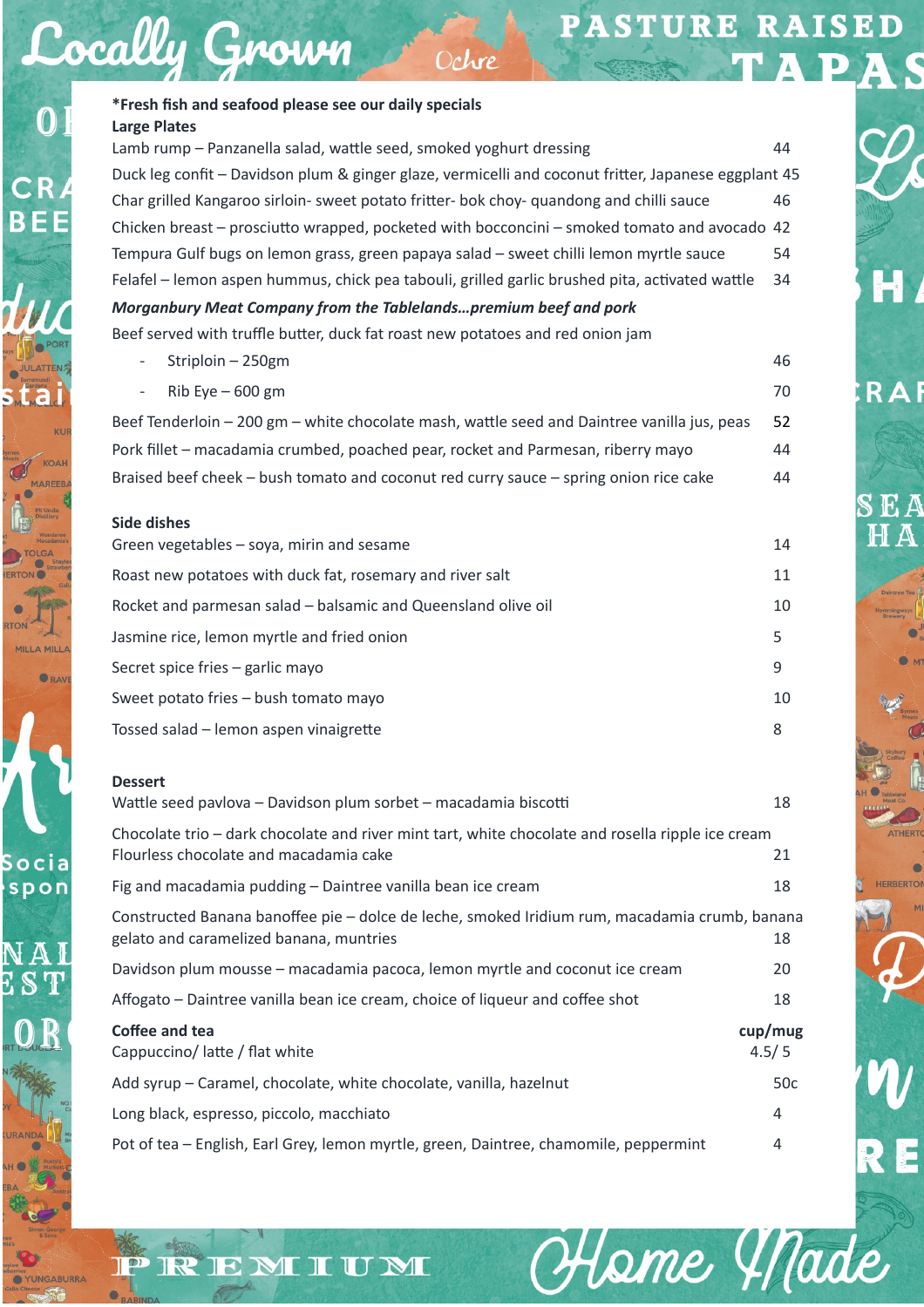**\*Fresh fish and seafood please see our daily specials**

**Large Plates**

| | |
|---|---|
| Lamb rump – Panzanella salad, wattle seed, smoked yoghurt dressing | 44 |
| Duck leg confit – Davidson plum & ginger glaze, vermicelli and coconut fritter, Japanese eggplant | 45 |
| Char grilled Kangaroo sirloin- sweet potato fritter- bok choy- quandong and chilli sauce | 46 |
| Chicken breast – prosciutto wrapped, pocketed with bocconcini – smoked tomato and avocado | 42 |
| Tempura Gulf bugs on lemon grass, green papaya salad – sweet chilli lemon myrtle sauce | 54 |
| Felafel – lemon aspen hummus, chick pea tabouli, grilled garlic brushed pita, activated wattle | 34 |

***Morganbury Meat Company from the Tablelands…premium beef and pork***

Beef served with truffle butter, duck fat roast new potatoes and red onion jam

| | |
|---|---|
| - Striploin – 250gm | 46 |
| - Rib Eye – 600 gm | 70 |
| Beef Tenderloin – 200 gm – white chocolate mash, wattle seed and Daintree vanilla jus, peas | 52 |
| Pork fillet – macadamia crumbed, poached pear, rocket and Parmesan, riberry mayo | 44 |
| Braised beef cheek – bush tomato and coconut red curry sauce – spring onion rice cake | 44 |

**Side dishes**

| | |
|---|---|
| Green vegetables – soya, mirin and sesame | 14 |
| Roast new potatoes with duck fat, rosemary and river salt | 11 |
| Rocket and parmesan salad – balsamic and Queensland olive oil | 10 |
| Jasmine rice, lemon myrtle and fried onion | 5 |
| Secret spice fries – garlic mayo | 9 |
| Sweet potato fries – bush tomato mayo | 10 |
| Tossed salad – lemon aspen vinaigrette | 8 |

**Dessert**

| | |
|---|---|
| Wattle seed pavlova – Davidson plum sorbet – macadamia biscotti | 18 |
| Chocolate trio – dark chocolate and river mint tart, white chocolate and rosella ripple ice cream Flourless chocolate and macadamia cake | 21 |
| Fig and macadamia pudding – Daintree vanilla bean ice cream | 18 |
| Constructed Banana banoffee pie – dolce de leche, smoked Iridium rum, macadamia crumb, banana gelato and caramelized banana, muntries | 18 |
| Davidson plum mousse – macadamia pacoca, lemon myrtle and coconut ice cream | 20 |
| Affogato – Daintree vanilla bean ice cream, choice of liqueur and coffee shot | 18 |

| **Coffee and tea** | **cup/mug** |
|---|---|
| Cappuccino/ latte / flat white | 4.5/ 5 |
| Add syrup – Caramel, chocolate, white chocolate, vanilla, hazelnut | 50c |
| Long black, espresso, piccolo, macchiato | 4 |
| Pot of tea – English, Earl Grey, lemon myrtle, green, Daintree, chamomile, peppermint | 4 |